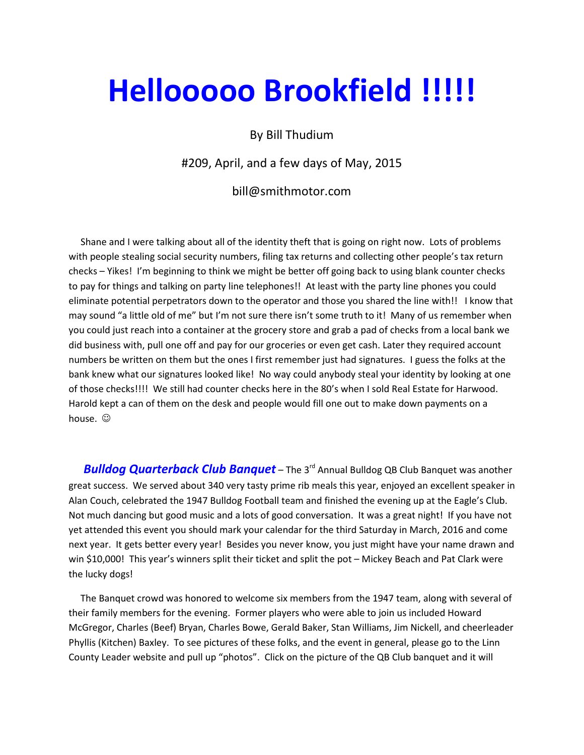# Hellooooo Brookfield !!!!!

By Bill Thudium

#209, April, and a few days of May, 2015

bill@smithmotor.com

Shane and I were talking about all of the identity theft that is going on right now. Lots of problems with people stealing social security numbers, filing tax returns and collecting other people's tax return checks – Yikes! I'm beginning to think we might be better off going back to using blank counter checks to pay for things and talking on party line telephones!! At least with the party line phones you could eliminate potential perpetrators down to the operator and those you shared the line with!! I know that may sound "a little old of me" but I'm not sure there isn't some truth to it! Many of us remember when you could just reach into a container at the grocery store and grab a pad of checks from a local bank we did business with, pull one off and pay for our groceries or even get cash. Later they required account numbers be written on them but the ones I first remember just had signatures. I guess the folks at the bank knew what our signatures looked like! No way could anybody steal your identity by looking at one of those checks!!!! We still had counter checks here in the 80's when I sold Real Estate for Harwood. Harold kept a can of them on the desk and people would fill one out to make down payments on a house. ☺

***Bulldog Quarterback Club Banquet*** – The 3rd Annual Bulldog QB Club Banquet was another great success. We served about 340 very tasty prime rib meals this year, enjoyed an excellent speaker in Alan Couch, celebrated the 1947 Bulldog Football team and finished the evening up at the Eagle's Club. Not much dancing but good music and a lots of good conversation. It was a great night! If you have not yet attended this event you should mark your calendar for the third Saturday in March, 2016 and come next year. It gets better every year! Besides you never know, you just might have your name drawn and win $10,000! This year's winners split their ticket and split the pot – Mickey Beach and Pat Clark were the lucky dogs!

The Banquet crowd was honored to welcome six members from the 1947 team, along with several of their family members for the evening. Former players who were able to join us included Howard McGregor, Charles (Beef) Bryan, Charles Bowe, Gerald Baker, Stan Williams, Jim Nickell, and cheerleader Phyllis (Kitchen) Baxley. To see pictures of these folks, and the event in general, please go to the Linn County Leader website and pull up "photos". Click on the picture of the QB Club banquet and it will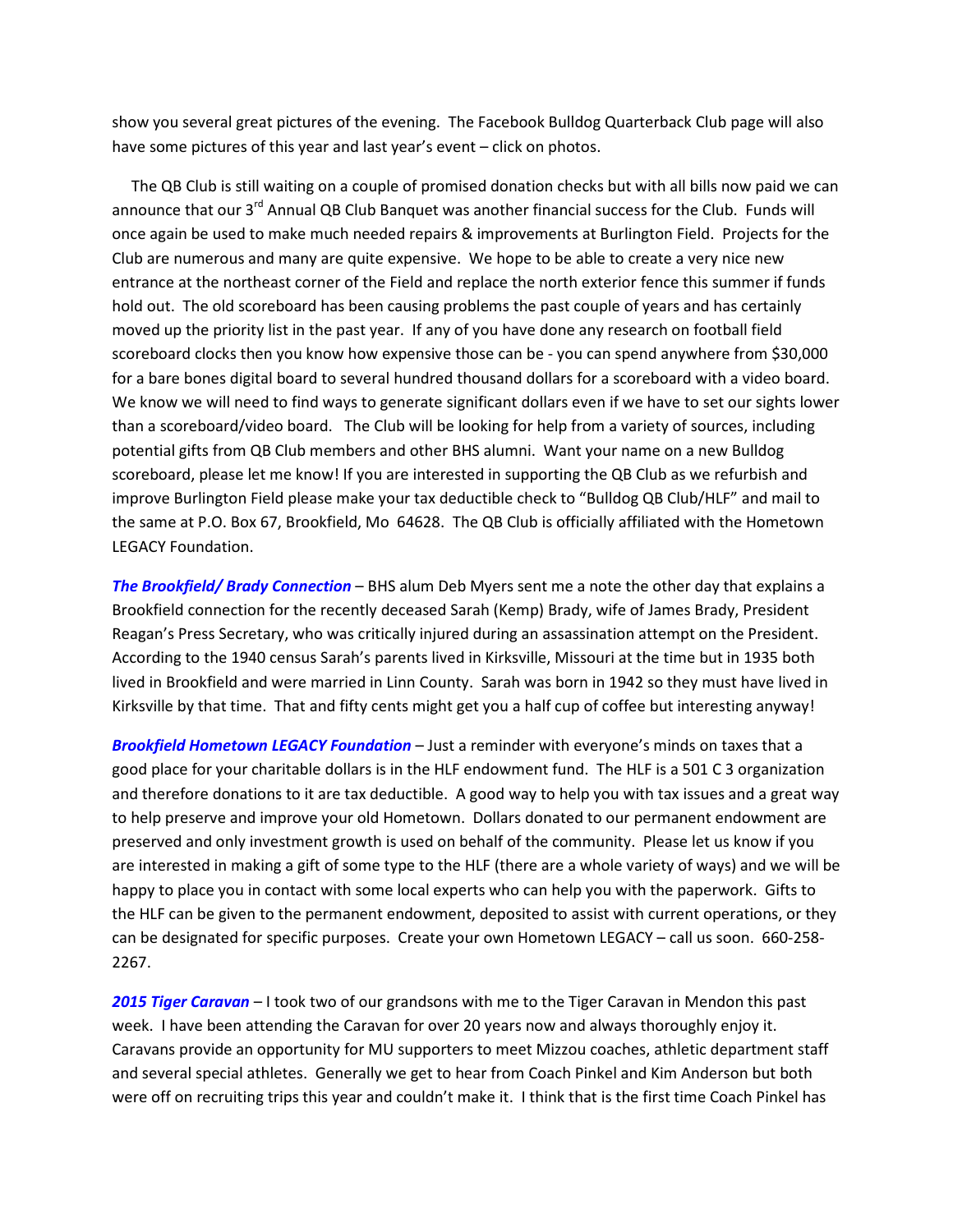show you several great pictures of the evening. The Facebook Bulldog Quarterback Club page will also have some pictures of this year and last year's event – click on photos.

The QB Club is still waiting on a couple of promised donation checks but with all bills now paid we can announce that our 3rd Annual QB Club Banquet was another financial success for the Club. Funds will once again be used to make much needed repairs & improvements at Burlington Field. Projects for the Club are numerous and many are quite expensive. We hope to be able to create a very nice new entrance at the northeast corner of the Field and replace the north exterior fence this summer if funds hold out. The old scoreboard has been causing problems the past couple of years and has certainly moved up the priority list in the past year. If any of you have done any research on football field scoreboard clocks then you know how expensive those can be - you can spend anywhere from $30,000 for a bare bones digital board to several hundred thousand dollars for a scoreboard with a video board. We know we will need to find ways to generate significant dollars even if we have to set our sights lower than a scoreboard/video board. The Club will be looking for help from a variety of sources, including potential gifts from QB Club members and other BHS alumni. Want your name on a new Bulldog scoreboard, please let me know! If you are interested in supporting the QB Club as we refurbish and improve Burlington Field please make your tax deductible check to "Bulldog QB Club/HLF" and mail to the same at P.O. Box 67, Brookfield, Mo 64628. The QB Club is officially affiliated with the Hometown LEGACY Foundation.

***The Brookfield/ Brady Connection*** – BHS alum Deb Myers sent me a note the other day that explains a Brookfield connection for the recently deceased Sarah (Kemp) Brady, wife of James Brady, President Reagan's Press Secretary, who was critically injured during an assassination attempt on the President. According to the 1940 census Sarah's parents lived in Kirksville, Missouri at the time but in 1935 both lived in Brookfield and were married in Linn County. Sarah was born in 1942 so they must have lived in Kirksville by that time. That and fifty cents might get you a half cup of coffee but interesting anyway!

***Brookfield Hometown LEGACY Foundation*** – Just a reminder with everyone's minds on taxes that a good place for your charitable dollars is in the HLF endowment fund. The HLF is a 501 C 3 organization and therefore donations to it are tax deductible. A good way to help you with tax issues and a great way to help preserve and improve your old Hometown. Dollars donated to our permanent endowment are preserved and only investment growth is used on behalf of the community. Please let us know if you are interested in making a gift of some type to the HLF (there are a whole variety of ways) and we will be happy to place you in contact with some local experts who can help you with the paperwork. Gifts to the HLF can be given to the permanent endowment, deposited to assist with current operations, or they can be designated for specific purposes. Create your own Hometown LEGACY – call us soon. 660-258-2267.

***2015 Tiger Caravan*** – I took two of our grandsons with me to the Tiger Caravan in Mendon this past week. I have been attending the Caravan for over 20 years now and always thoroughly enjoy it. Caravans provide an opportunity for MU supporters to meet Mizzou coaches, athletic department staff and several special athletes. Generally we get to hear from Coach Pinkel and Kim Anderson but both were off on recruiting trips this year and couldn't make it. I think that is the first time Coach Pinkel has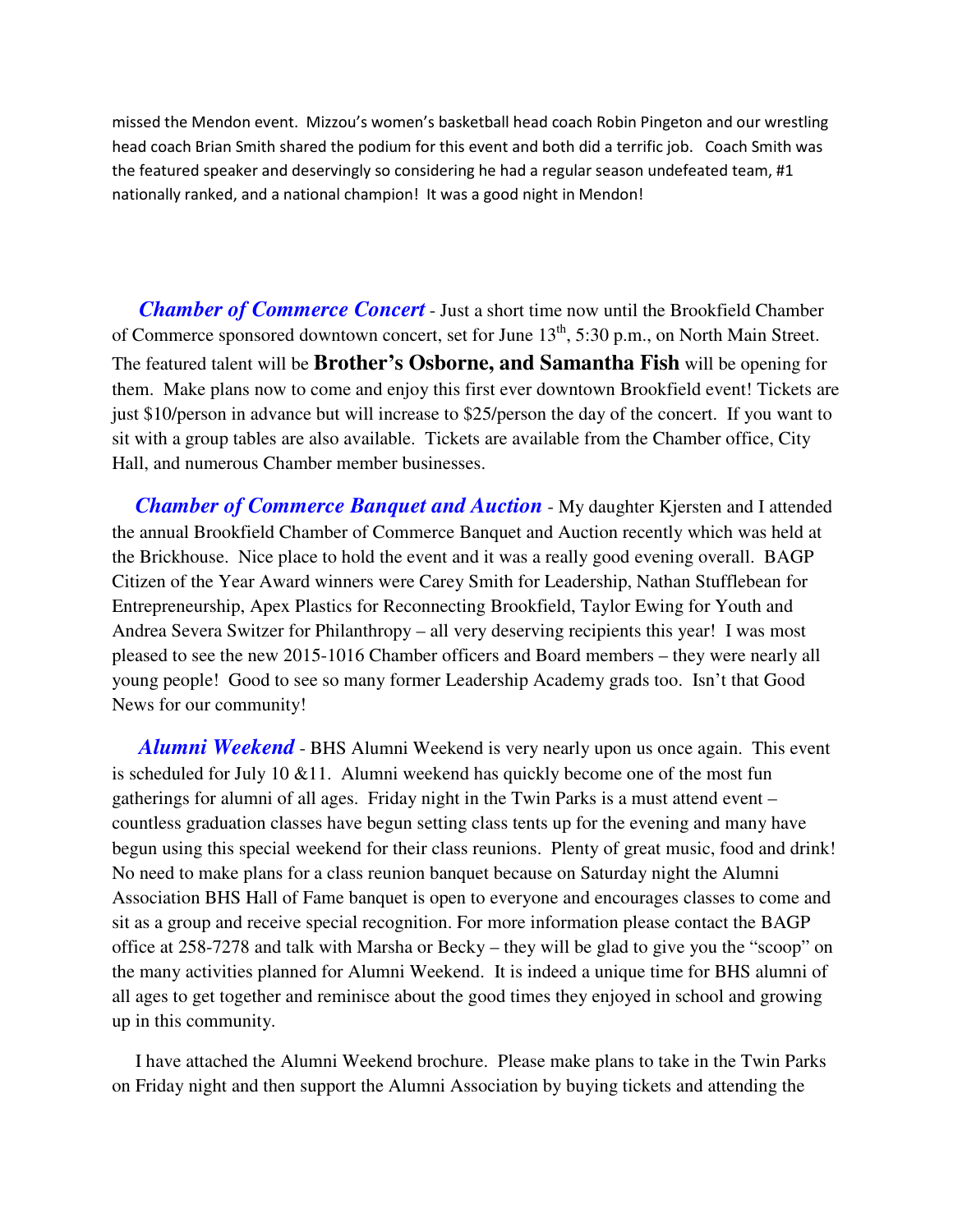missed the Mendon event. Mizzou's women's basketball head coach Robin Pingeton and our wrestling head coach Brian Smith shared the podium for this event and both did a terrific job. Coach Smith was the featured speaker and deservingly so considering he had a regular season undefeated team, #1 nationally ranked, and a national champion! It was a good night in Mendon!

***Chamber of Commerce Concert*** - Just a short time now until the Brookfield Chamber of Commerce sponsored downtown concert, set for June 13th, 5:30 p.m., on North Main Street. The featured talent will be **Brother's Osborne, and Samantha Fish** will be opening for them. Make plans now to come and enjoy this first ever downtown Brookfield event! Tickets are just $10/person in advance but will increase to $25/person the day of the concert. If you want to sit with a group tables are also available. Tickets are available from the Chamber office, City Hall, and numerous Chamber member businesses.

***Chamber of Commerce Banquet and Auction*** - My daughter Kjersten and I attended the annual Brookfield Chamber of Commerce Banquet and Auction recently which was held at the Brickhouse. Nice place to hold the event and it was a really good evening overall. BAGP Citizen of the Year Award winners were Carey Smith for Leadership, Nathan Stufflebean for Entrepreneurship, Apex Plastics for Reconnecting Brookfield, Taylor Ewing for Youth and Andrea Severa Switzer for Philanthropy – all very deserving recipients this year! I was most pleased to see the new 2015-1016 Chamber officers and Board members – they were nearly all young people! Good to see so many former Leadership Academy grads too. Isn't that Good News for our community!

***Alumni Weekend*** - BHS Alumni Weekend is very nearly upon us once again. This event is scheduled for July 10 &11. Alumni weekend has quickly become one of the most fun gatherings for alumni of all ages. Friday night in the Twin Parks is a must attend event – countless graduation classes have begun setting class tents up for the evening and many have begun using this special weekend for their class reunions. Plenty of great music, food and drink! No need to make plans for a class reunion banquet because on Saturday night the Alumni Association BHS Hall of Fame banquet is open to everyone and encourages classes to come and sit as a group and receive special recognition. For more information please contact the BAGP office at 258-7278 and talk with Marsha or Becky – they will be glad to give you the "scoop" on the many activities planned for Alumni Weekend. It is indeed a unique time for BHS alumni of all ages to get together and reminisce about the good times they enjoyed in school and growing up in this community.

I have attached the Alumni Weekend brochure. Please make plans to take in the Twin Parks on Friday night and then support the Alumni Association by buying tickets and attending the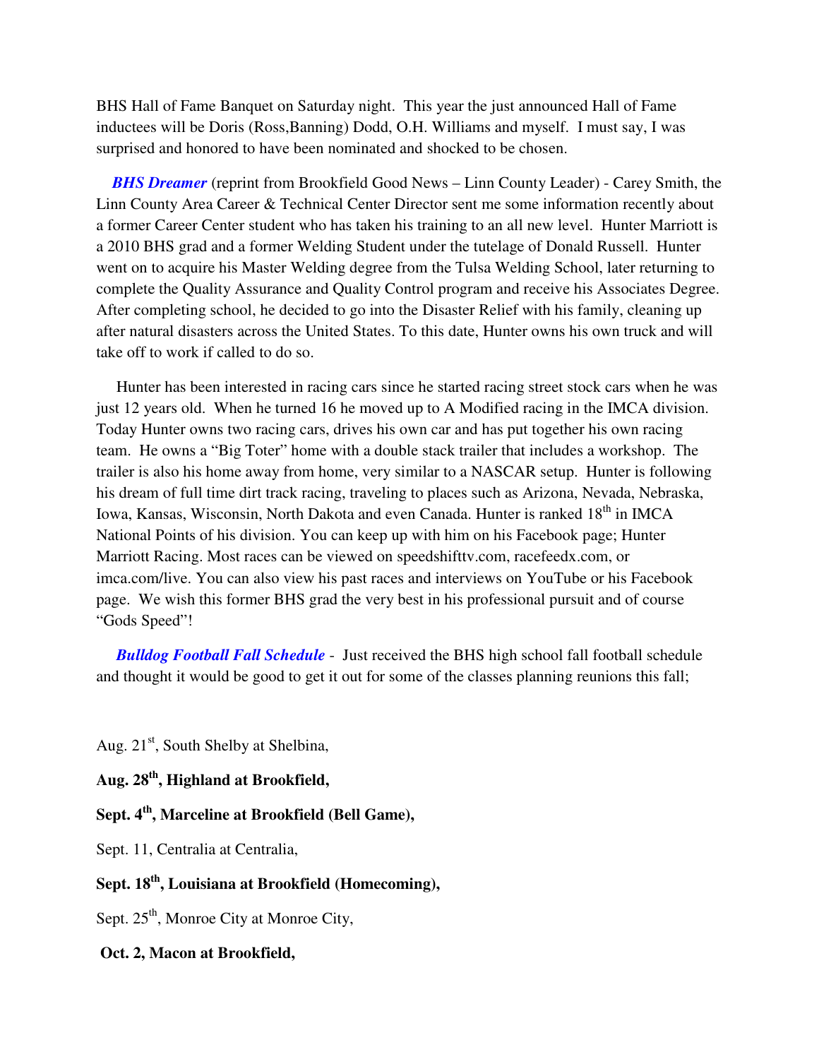BHS Hall of Fame Banquet on Saturday night. This year the just announced Hall of Fame inductees will be Doris (Ross,Banning) Dodd, O.H. Williams and myself. I must say, I was surprised and honored to have been nominated and shocked to be chosen.

***BHS Dreamer*** (reprint from Brookfield Good News – Linn County Leader) - Carey Smith, the Linn County Area Career & Technical Center Director sent me some information recently about a former Career Center student who has taken his training to an all new level. Hunter Marriott is a 2010 BHS grad and a former Welding Student under the tutelage of Donald Russell. Hunter went on to acquire his Master Welding degree from the Tulsa Welding School, later returning to complete the Quality Assurance and Quality Control program and receive his Associates Degree. After completing school, he decided to go into the Disaster Relief with his family, cleaning up after natural disasters across the United States. To this date, Hunter owns his own truck and will take off to work if called to do so.

Hunter has been interested in racing cars since he started racing street stock cars when he was just 12 years old. When he turned 16 he moved up to A Modified racing in the IMCA division. Today Hunter owns two racing cars, drives his own car and has put together his own racing team. He owns a "Big Toter" home with a double stack trailer that includes a workshop. The trailer is also his home away from home, very similar to a NASCAR setup. Hunter is following his dream of full time dirt track racing, traveling to places such as Arizona, Nevada, Nebraska, Iowa, Kansas, Wisconsin, North Dakota and even Canada. Hunter is ranked 18th in IMCA National Points of his division. You can keep up with him on his Facebook page; Hunter Marriott Racing. Most races can be viewed on speedshifttv.com, racefeedx.com, or imca.com/live. You can also view his past races and interviews on YouTube or his Facebook page. We wish this former BHS grad the very best in his professional pursuit and of course "Gods Speed"!

***Bulldog Football Fall Schedule*** - Just received the BHS high school fall football schedule and thought it would be good to get it out for some of the classes planning reunions this fall;

Aug. 21st, South Shelby at Shelbina,

**Aug. 28th, Highland at Brookfield,**

**Sept. 4th, Marceline at Brookfield (Bell Game),**

Sept. 11, Centralia at Centralia,

**Sept. 18th, Louisiana at Brookfield (Homecoming),**

Sept. 25th, Monroe City at Monroe City,

**Oct. 2, Macon at Brookfield,**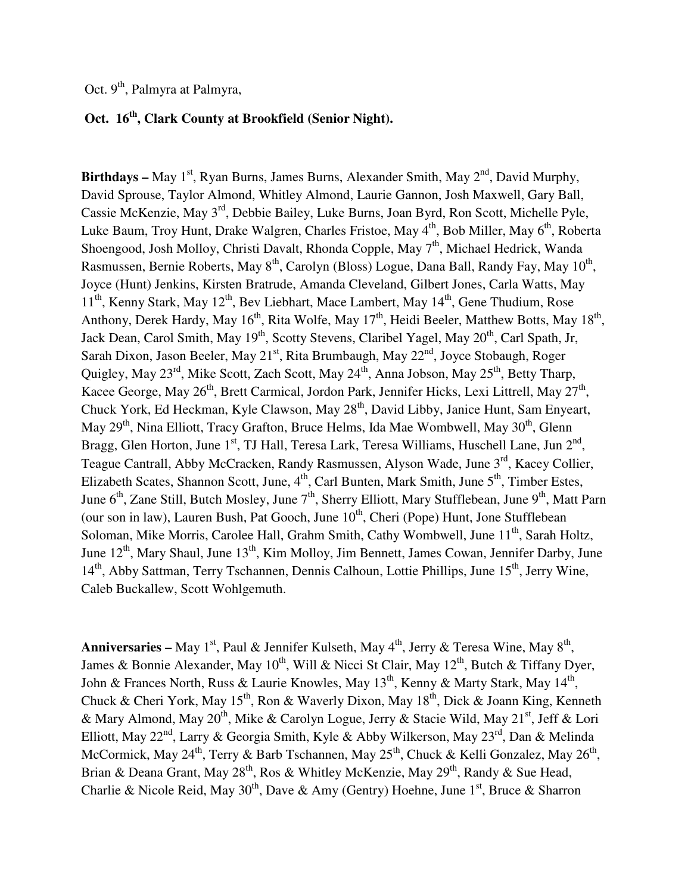Oct. 9th, Palmyra at Palmyra,

**Oct. 16th, Clark County at Brookfield (Senior Night).**

**Birthdays –** May 1st, Ryan Burns, James Burns, Alexander Smith, May 2nd, David Murphy, David Sprouse, Taylor Almond, Whitley Almond, Laurie Gannon, Josh Maxwell, Gary Ball, Cassie McKenzie, May 3rd, Debbie Bailey, Luke Burns, Joan Byrd, Ron Scott, Michelle Pyle, Luke Baum, Troy Hunt, Drake Walgren, Charles Fristoe, May 4th, Bob Miller, May 6th, Roberta Shoengood, Josh Molloy, Christi Davalt, Rhonda Copple, May 7th, Michael Hedrick, Wanda Rasmussen, Bernie Roberts, May 8th, Carolyn (Bloss) Logue, Dana Ball, Randy Fay, May 10th, Joyce (Hunt) Jenkins, Kirsten Bratrude, Amanda Cleveland, Gilbert Jones, Carla Watts, May 11th, Kenny Stark, May 12th, Bev Liebhart, Mace Lambert, May 14th, Gene Thudium, Rose Anthony, Derek Hardy, May 16th, Rita Wolfe, May 17th, Heidi Beeler, Matthew Botts, May 18th, Jack Dean, Carol Smith, May 19th, Scotty Stevens, Claribel Yagel, May 20th, Carl Spath, Jr, Sarah Dixon, Jason Beeler, May 21st, Rita Brumbaugh, May 22nd, Joyce Stobaugh, Roger Quigley, May 23rd, Mike Scott, Zach Scott, May 24th, Anna Jobson, May 25th, Betty Tharp, Kacee George, May 26th, Brett Carmical, Jordon Park, Jennifer Hicks, Lexi Littrell, May 27th, Chuck York, Ed Heckman, Kyle Clawson, May 28th, David Libby, Janice Hunt, Sam Enyeart, May 29th, Nina Elliott, Tracy Grafton, Bruce Helms, Ida Mae Wombwell, May 30th, Glenn Bragg, Glen Horton, June 1st, TJ Hall, Teresa Lark, Teresa Williams, Huschell Lane, Jun 2nd, Teague Cantrall, Abby McCracken, Randy Rasmussen, Alyson Wade, June 3rd, Kacey Collier, Elizabeth Scates, Shannon Scott, June, 4th, Carl Bunten, Mark Smith, June 5th, Timber Estes, June 6th, Zane Still, Butch Mosley, June 7th, Sherry Elliott, Mary Stufflebean, June 9th, Matt Parn (our son in law), Lauren Bush, Pat Gooch, June 10th, Cheri (Pope) Hunt, Jone Stufflebean Soloman, Mike Morris, Carolee Hall, Grahm Smith, Cathy Wombwell, June 11th, Sarah Holtz, June 12th, Mary Shaul, June 13th, Kim Molloy, Jim Bennett, James Cowan, Jennifer Darby, June 14th, Abby Sattman, Terry Tschannen, Dennis Calhoun, Lottie Phillips, June 15th, Jerry Wine, Caleb Buckallew, Scott Wohlgemuth.

**Anniversaries –** May 1st, Paul & Jennifer Kulseth, May 4th, Jerry & Teresa Wine, May 8th, James & Bonnie Alexander, May 10th, Will & Nicci St Clair, May 12th, Butch & Tiffany Dyer, John & Frances North, Russ & Laurie Knowles, May 13th, Kenny & Marty Stark, May 14th, Chuck & Cheri York, May 15th, Ron & Waverly Dixon, May 18th, Dick & Joann King, Kenneth & Mary Almond, May 20th, Mike & Carolyn Logue, Jerry & Stacie Wild, May 21st, Jeff & Lori Elliott, May 22nd, Larry & Georgia Smith, Kyle & Abby Wilkerson, May 23rd, Dan & Melinda McCormick, May 24th, Terry & Barb Tschannen, May 25th, Chuck & Kelli Gonzalez, May 26th, Brian & Deana Grant, May 28th, Ros & Whitley McKenzie, May 29th, Randy & Sue Head, Charlie & Nicole Reid, May 30th, Dave & Amy (Gentry) Hoehne, June 1st, Bruce & Sharron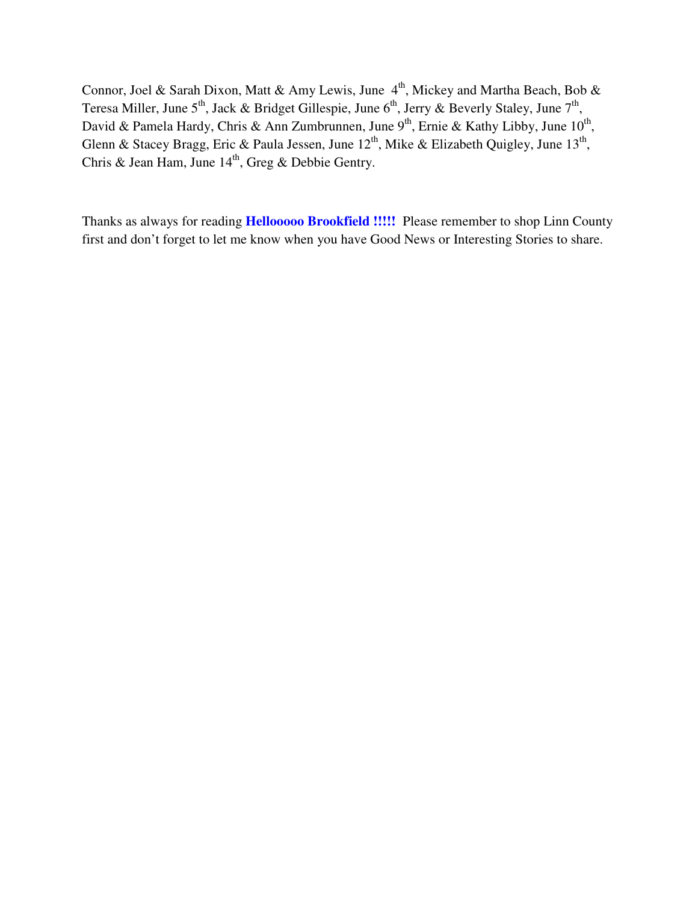Connor, Joel & Sarah Dixon, Matt & Amy Lewis, June 4th, Mickey and Martha Beach, Bob & Teresa Miller, June 5th, Jack & Bridget Gillespie, June 6th, Jerry & Beverly Staley, June 7th, David & Pamela Hardy, Chris & Ann Zumbrunnen, June 9th, Ernie & Kathy Libby, June 10th, Glenn & Stacey Bragg, Eric & Paula Jessen, June 12th, Mike & Elizabeth Quigley, June 13th, Chris & Jean Ham, June 14th, Greg & Debbie Gentry.

Thanks as always for reading **Hellooooo Brookfield !!!!!** Please remember to shop Linn County first and don't forget to let me know when you have Good News or Interesting Stories to share.